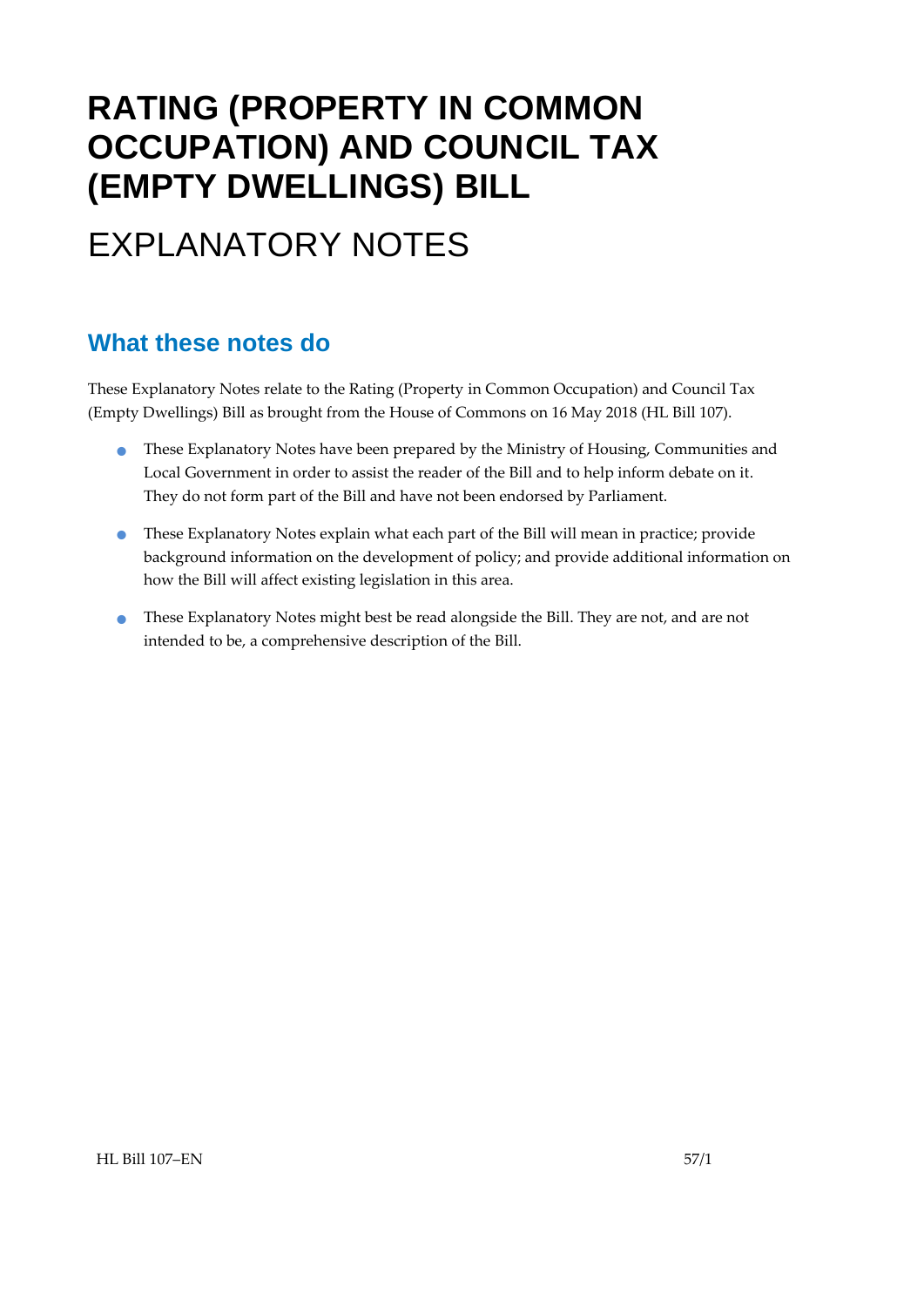# RATING (PROPERTY IN COMMON OCCUPATION) AND COUNCIL TAX (EMPTY DWELLINGS) BILL

# EXPLANATORY NOTES

## What these notes do

These Explanatory Notes relate to the Rating (Property in Common Occupation) and Council Tax (Empty Dwellings) Bill as brought from the House of Commons on 16 May 2018 (HL Bill 107).

- These Explanatory Notes have been prepared by the Ministry of Housing, Communities and Local Government in order to assist the reader of the Bill and to help inform debate on it. They do not form part of the Bill and have not been endorsed by Parliament.
- These Explanatory Notes explain what each part of the Bill will mean in practice; provide background information on the development of policy; and provide additional information on how the Bill will affect existing legislation in this area.
- These Explanatory Notes might best be read alongside the Bill. They are not, and are not intended to be, a comprehensive description of the Bill.

HL Bill 107–EN 57/1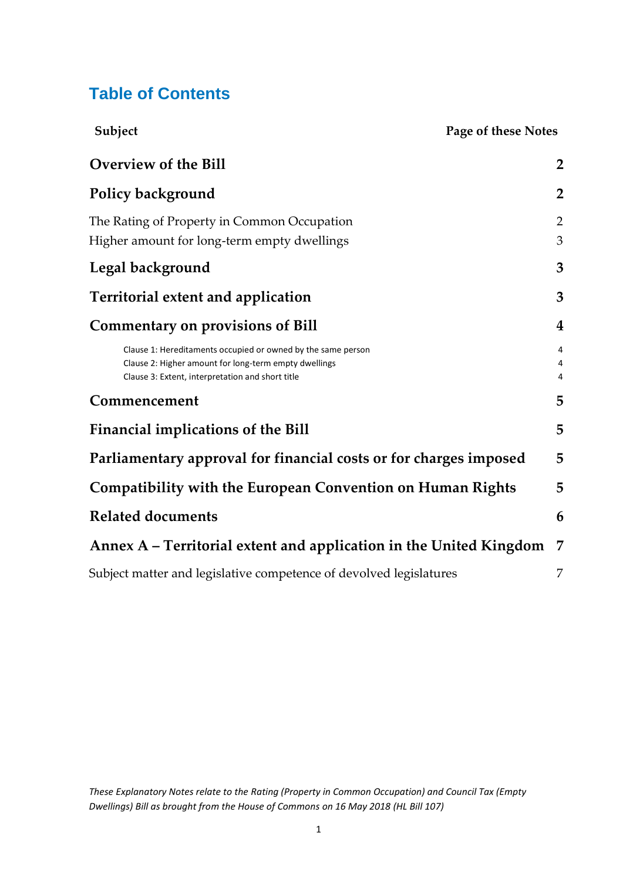# Table of Contents

| Subject | Page of these Notes |
|---|---|
| **Overview of the Bill** | **2** |
| **Policy background** | **2** |
| The Rating of Property in Common Occupation | 2 |
| Higher amount for long-term empty dwellings | 3 |
| **Legal background** | **3** |
| **Territorial extent and application** | **3** |
| **Commentary on provisions of Bill** | **4** |
| Clause 1: Hereditaments occupied or owned by the same person | 4 |
| Clause 2: Higher amount for long-term empty dwellings | 4 |
| Clause 3: Extent, interpretation and short title | 4 |
| **Commencement** | **5** |
| **Financial implications of the Bill** | **5** |
| **Parliamentary approval for financial costs or for charges imposed** | **5** |
| **Compatibility with the European Convention on Human Rights** | **5** |
| **Related documents** | **6** |
| **Annex A – Territorial extent and application in the United Kingdom** | **7** |
| Subject matter and legislative competence of devolved legislatures | 7 |

*These Explanatory Notes relate to the Rating (Property in Common Occupation) and Council Tax (Empty Dwellings) Bill as brought from the House of Commons on 16 May 2018 (HL Bill 107)*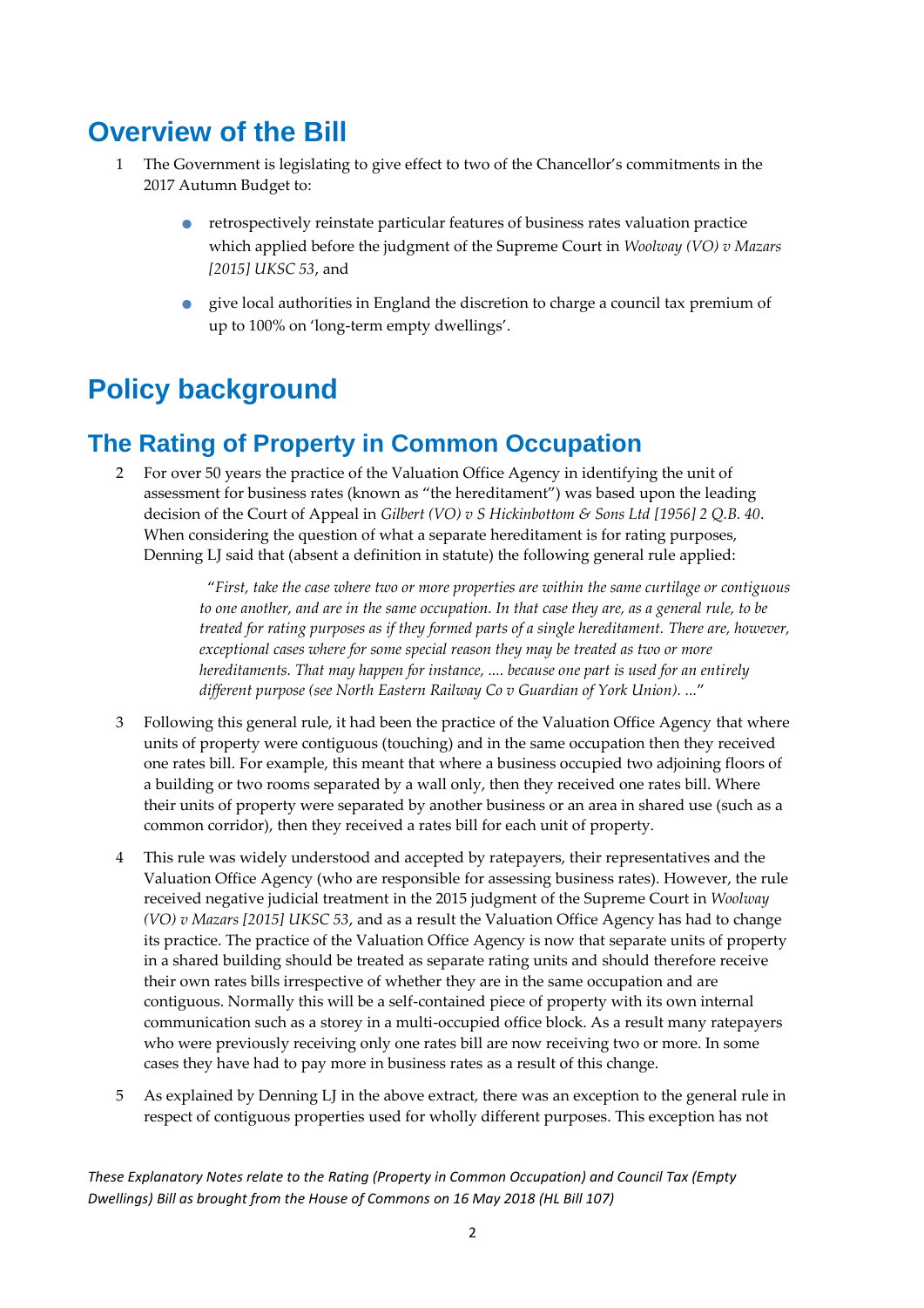# Overview of the Bill

1 The Government is legislating to give effect to two of the Chancellor's commitments in the 2017 Autumn Budget to:

- retrospectively reinstate particular features of business rates valuation practice which applied before the judgment of the Supreme Court in *Woolway (VO) v Mazars [2015] UKSC 53*, and
- give local authorities in England the discretion to charge a council tax premium of up to 100% on 'long-term empty dwellings'.

# Policy background

## The Rating of Property in Common Occupation

2 For over 50 years the practice of the Valuation Office Agency in identifying the unit of assessment for business rates (known as "the hereditament") was based upon the leading decision of the Court of Appeal in *Gilbert (VO) v S Hickinbottom & Sons Ltd [1956] 2 Q.B. 40*. When considering the question of what a separate hereditament is for rating purposes, Denning LJ said that (absent a definition in statute) the following general rule applied:

> "*First, take the case where two or more properties are within the same curtilage or contiguous to one another, and are in the same occupation. In that case they are, as a general rule, to be treated for rating purposes as if they formed parts of a single hereditament. There are, however, exceptional cases where for some special reason they may be treated as two or more hereditaments. That may happen for instance, .... because one part is used for an entirely different purpose (see North Eastern Railway Co v Guardian of York Union). ...*"

3 Following this general rule, it had been the practice of the Valuation Office Agency that where units of property were contiguous (touching) and in the same occupation then they received one rates bill. For example, this meant that where a business occupied two adjoining floors of a building or two rooms separated by a wall only, then they received one rates bill. Where their units of property were separated by another business or an area in shared use (such as a common corridor), then they received a rates bill for each unit of property.

4 This rule was widely understood and accepted by ratepayers, their representatives and the Valuation Office Agency (who are responsible for assessing business rates). However, the rule received negative judicial treatment in the 2015 judgment of the Supreme Court in *Woolway (VO) v Mazars [2015] UKSC 53*, and as a result the Valuation Office Agency has had to change its practice. The practice of the Valuation Office Agency is now that separate units of property in a shared building should be treated as separate rating units and should therefore receive their own rates bills irrespective of whether they are in the same occupation and are contiguous. Normally this will be a self-contained piece of property with its own internal communication such as a storey in a multi-occupied office block. As a result many ratepayers who were previously receiving only one rates bill are now receiving two or more. In some cases they have had to pay more in business rates as a result of this change.

5 As explained by Denning LJ in the above extract, there was an exception to the general rule in respect of contiguous properties used for wholly different purposes. This exception has not

*These Explanatory Notes relate to the Rating (Property in Common Occupation) and Council Tax (Empty Dwellings) Bill as brought from the House of Commons on 16 May 2018 (HL Bill 107)*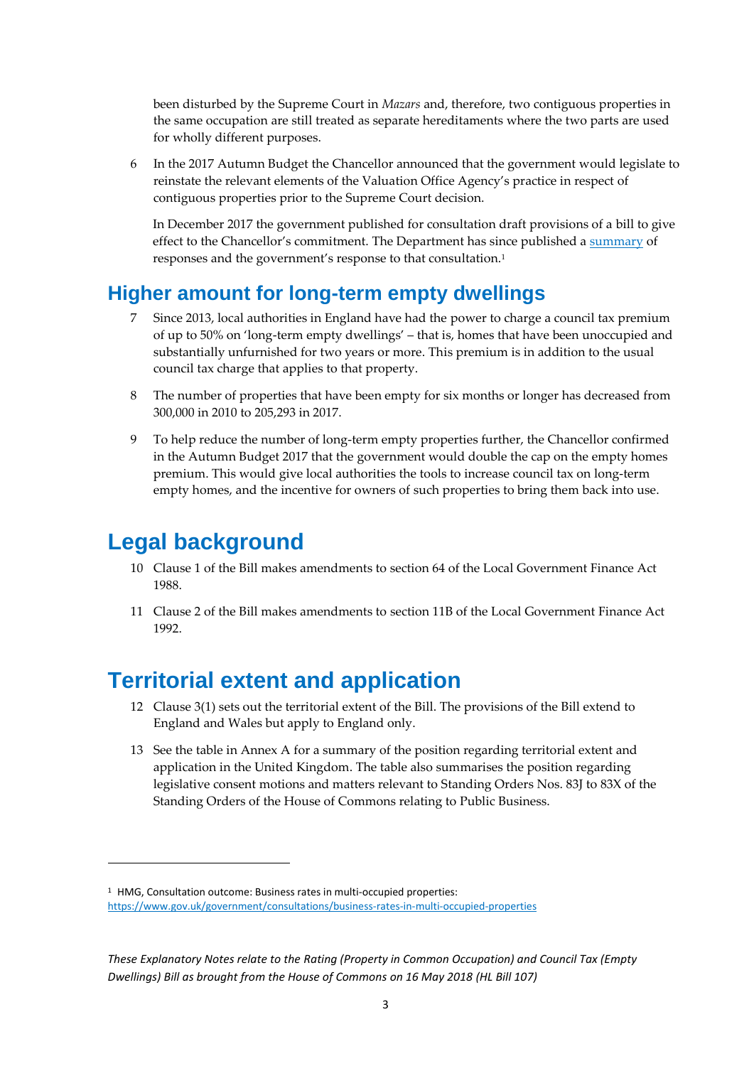been disturbed by the Supreme Court in *Mazars* and, therefore, two contiguous properties in the same occupation are still treated as separate hereditaments where the two parts are used for wholly different purposes.

6 In the 2017 Autumn Budget the Chancellor announced that the government would legislate to reinstate the relevant elements of the Valuation Office Agency's practice in respect of contiguous properties prior to the Supreme Court decision.

In December 2017 the government published for consultation draft provisions of a bill to give effect to the Chancellor's commitment. The Department has since published a summary of responses and the government's response to that consultation.[1]

## Higher amount for long-term empty dwellings

7 Since 2013, local authorities in England have had the power to charge a council tax premium of up to 50% on 'long-term empty dwellings' – that is, homes that have been unoccupied and substantially unfurnished for two years or more. This premium is in addition to the usual council tax charge that applies to that property.

8 The number of properties that have been empty for six months or longer has decreased from 300,000 in 2010 to 205,293 in 2017.

9 To help reduce the number of long-term empty properties further, the Chancellor confirmed in the Autumn Budget 2017 that the government would double the cap on the empty homes premium. This would give local authorities the tools to increase council tax on long-term empty homes, and the incentive for owners of such properties to bring them back into use.

# Legal background

10 Clause 1 of the Bill makes amendments to section 64 of the Local Government Finance Act 1988.

11 Clause 2 of the Bill makes amendments to section 11B of the Local Government Finance Act 1992.

# Territorial extent and application

12 Clause 3(1) sets out the territorial extent of the Bill. The provisions of the Bill extend to England and Wales but apply to England only.

13 See the table in Annex A for a summary of the position regarding territorial extent and application in the United Kingdom. The table also summarises the position regarding legislative consent motions and matters relevant to Standing Orders Nos. 83J to 83X of the Standing Orders of the House of Commons relating to Public Business.

---

[1] HMG, Consultation outcome: Business rates in multi-occupied properties: https://www.gov.uk/government/consultations/business-rates-in-multi-occupied-properties

*These Explanatory Notes relate to the Rating (Property in Common Occupation) and Council Tax (Empty Dwellings) Bill as brought from the House of Commons on 16 May 2018 (HL Bill 107)*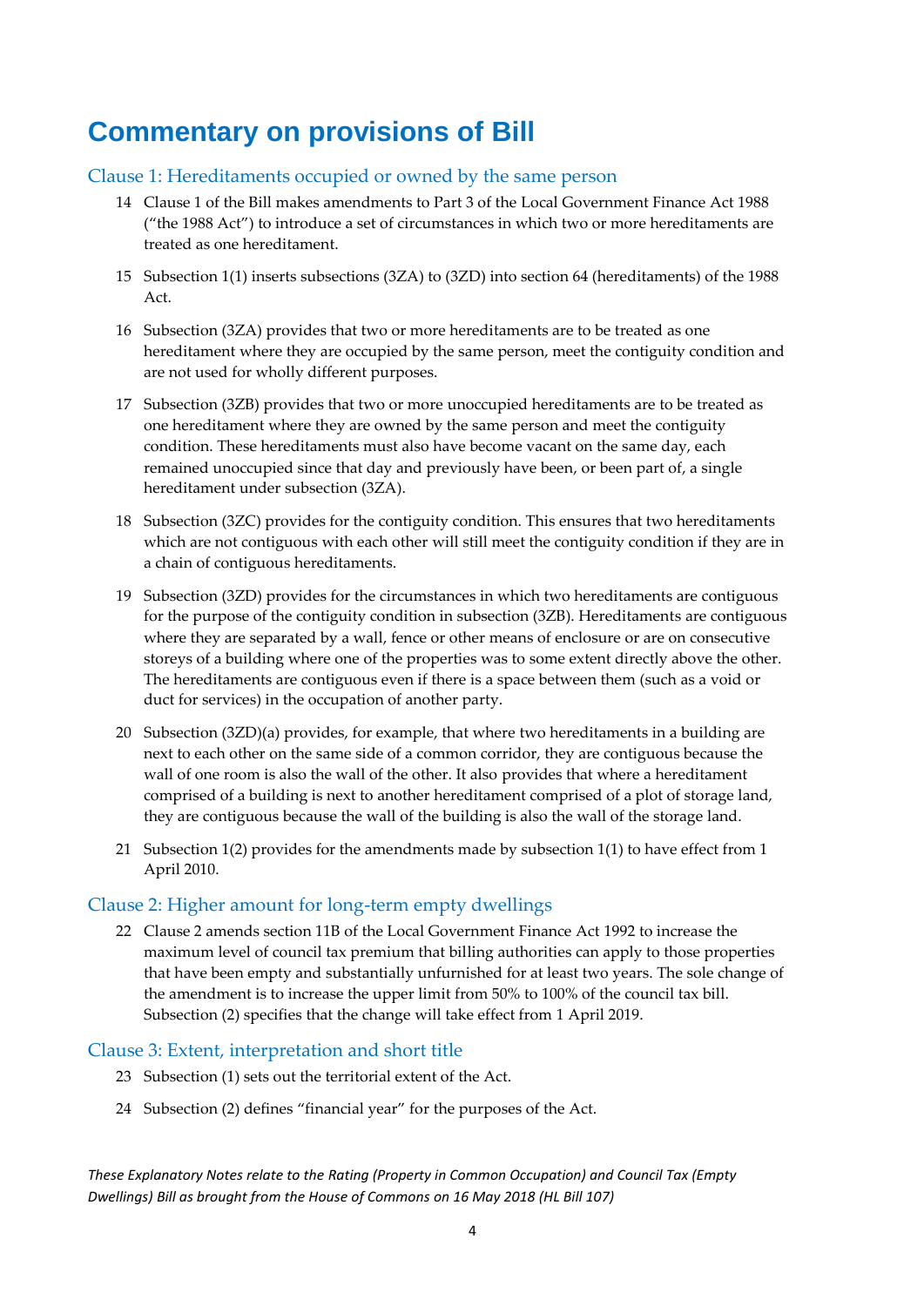# Commentary on provisions of Bill

## Clause 1: Hereditaments occupied or owned by the same person

14 Clause 1 of the Bill makes amendments to Part 3 of the Local Government Finance Act 1988 ("the 1988 Act") to introduce a set of circumstances in which two or more hereditaments are treated as one hereditament.

15 Subsection 1(1) inserts subsections (3ZA) to (3ZD) into section 64 (hereditaments) of the 1988 Act.

16 Subsection (3ZA) provides that two or more hereditaments are to be treated as one hereditament where they are occupied by the same person, meet the contiguity condition and are not used for wholly different purposes.

17 Subsection (3ZB) provides that two or more unoccupied hereditaments are to be treated as one hereditament where they are owned by the same person and meet the contiguity condition. These hereditaments must also have become vacant on the same day, each remained unoccupied since that day and previously have been, or been part of, a single hereditament under subsection (3ZA).

18 Subsection (3ZC) provides for the contiguity condition. This ensures that two hereditaments which are not contiguous with each other will still meet the contiguity condition if they are in a chain of contiguous hereditaments.

19 Subsection (3ZD) provides for the circumstances in which two hereditaments are contiguous for the purpose of the contiguity condition in subsection (3ZB). Hereditaments are contiguous where they are separated by a wall, fence or other means of enclosure or are on consecutive storeys of a building where one of the properties was to some extent directly above the other. The hereditaments are contiguous even if there is a space between them (such as a void or duct for services) in the occupation of another party.

20 Subsection (3ZD)(a) provides, for example, that where two hereditaments in a building are next to each other on the same side of a common corridor, they are contiguous because the wall of one room is also the wall of the other. It also provides that where a hereditament comprised of a building is next to another hereditament comprised of a plot of storage land, they are contiguous because the wall of the building is also the wall of the storage land.

21 Subsection 1(2) provides for the amendments made by subsection 1(1) to have effect from 1 April 2010.

## Clause 2: Higher amount for long-term empty dwellings

22 Clause 2 amends section 11B of the Local Government Finance Act 1992 to increase the maximum level of council tax premium that billing authorities can apply to those properties that have been empty and substantially unfurnished for at least two years. The sole change of the amendment is to increase the upper limit from 50% to 100% of the council tax bill. Subsection (2) specifies that the change will take effect from 1 April 2019.

## Clause 3: Extent, interpretation and short title

23 Subsection (1) sets out the territorial extent of the Act.

24 Subsection (2) defines "financial year" for the purposes of the Act.

*These Explanatory Notes relate to the Rating (Property in Common Occupation) and Council Tax (Empty Dwellings) Bill as brought from the House of Commons on 16 May 2018 (HL Bill 107)*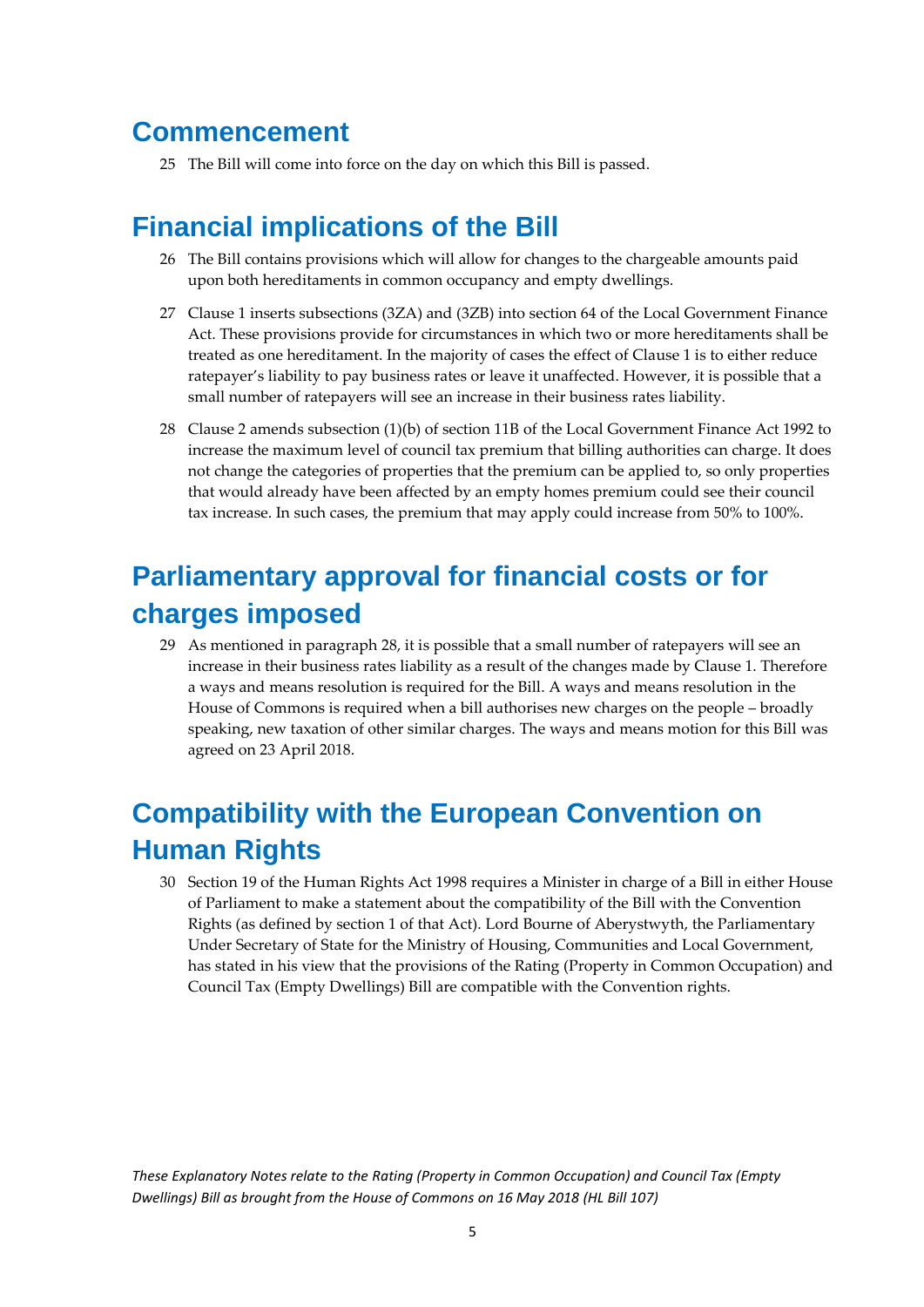## Commencement

25 The Bill will come into force on the day on which this Bill is passed.

## Financial implications of the Bill

26 The Bill contains provisions which will allow for changes to the chargeable amounts paid upon both hereditaments in common occupancy and empty dwellings.

27 Clause 1 inserts subsections (3ZA) and (3ZB) into section 64 of the Local Government Finance Act. These provisions provide for circumstances in which two or more hereditaments shall be treated as one hereditament. In the majority of cases the effect of Clause 1 is to either reduce ratepayer's liability to pay business rates or leave it unaffected. However, it is possible that a small number of ratepayers will see an increase in their business rates liability.

28 Clause 2 amends subsection (1)(b) of section 11B of the Local Government Finance Act 1992 to increase the maximum level of council tax premium that billing authorities can charge. It does not change the categories of properties that the premium can be applied to, so only properties that would already have been affected by an empty homes premium could see their council tax increase. In such cases, the premium that may apply could increase from 50% to 100%.

## Parliamentary approval for financial costs or for charges imposed

29 As mentioned in paragraph 28, it is possible that a small number of ratepayers will see an increase in their business rates liability as a result of the changes made by Clause 1. Therefore a ways and means resolution is required for the Bill. A ways and means resolution in the House of Commons is required when a bill authorises new charges on the people – broadly speaking, new taxation of other similar charges. The ways and means motion for this Bill was agreed on 23 April 2018.

## Compatibility with the European Convention on Human Rights

30 Section 19 of the Human Rights Act 1998 requires a Minister in charge of a Bill in either House of Parliament to make a statement about the compatibility of the Bill with the Convention Rights (as defined by section 1 of that Act). Lord Bourne of Aberystwyth, the Parliamentary Under Secretary of State for the Ministry of Housing, Communities and Local Government, has stated in his view that the provisions of the Rating (Property in Common Occupation) and Council Tax (Empty Dwellings) Bill are compatible with the Convention rights.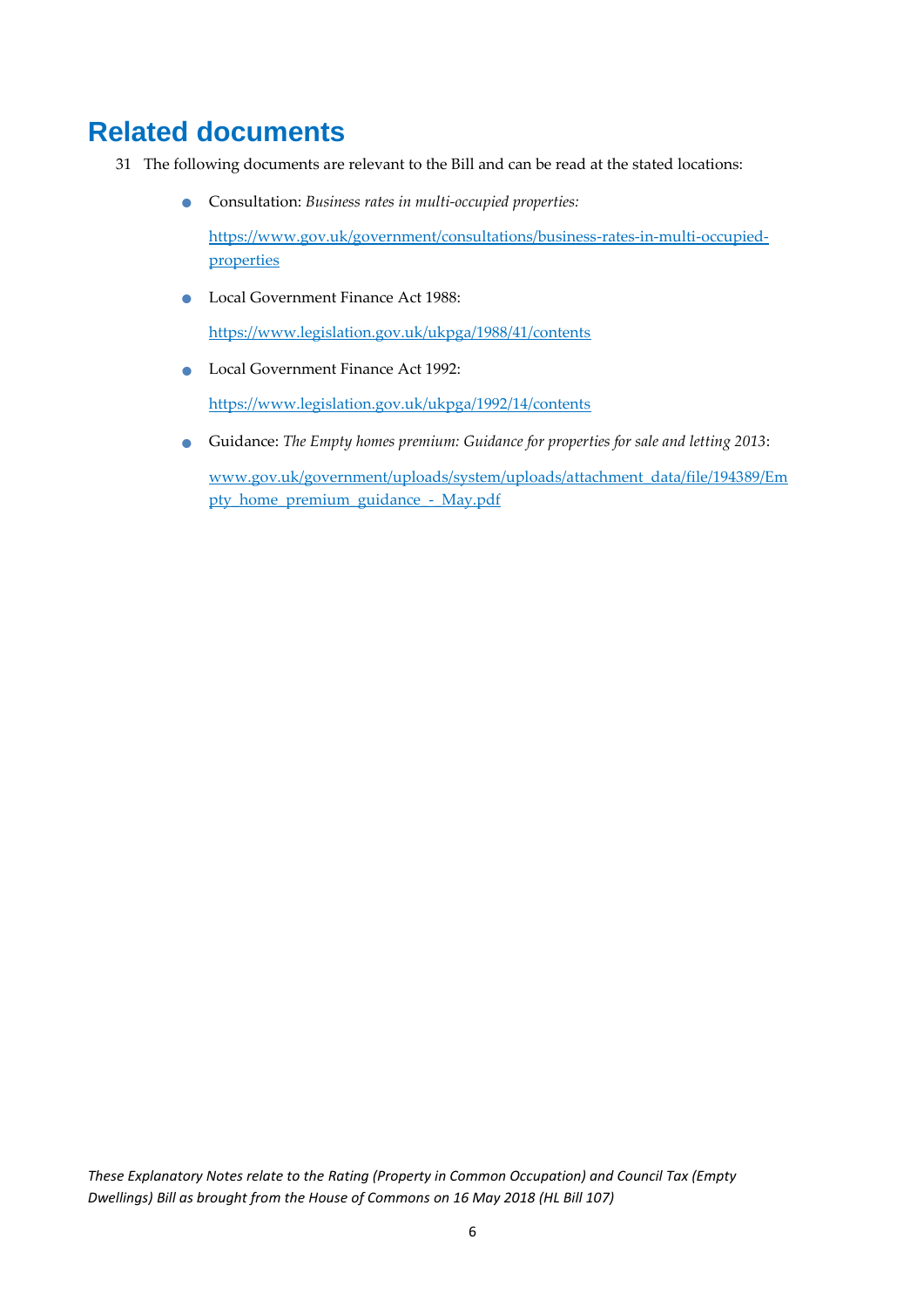# Related documents

31 The following documents are relevant to the Bill and can be read at the stated locations:

- Consultation: *Business rates in multi-occupied properties:*

  https://www.gov.uk/government/consultations/business-rates-in-multi-occupied-properties

- Local Government Finance Act 1988:

  https://www.legislation.gov.uk/ukpga/1988/41/contents

- Local Government Finance Act 1992:

  https://www.legislation.gov.uk/ukpga/1992/14/contents

- Guidance: *The Empty homes premium: Guidance for properties for sale and letting 2013*:

  www.gov.uk/government/uploads/system/uploads/attachment_data/file/194389/Empty_home_premium_guidance_-_May.pdf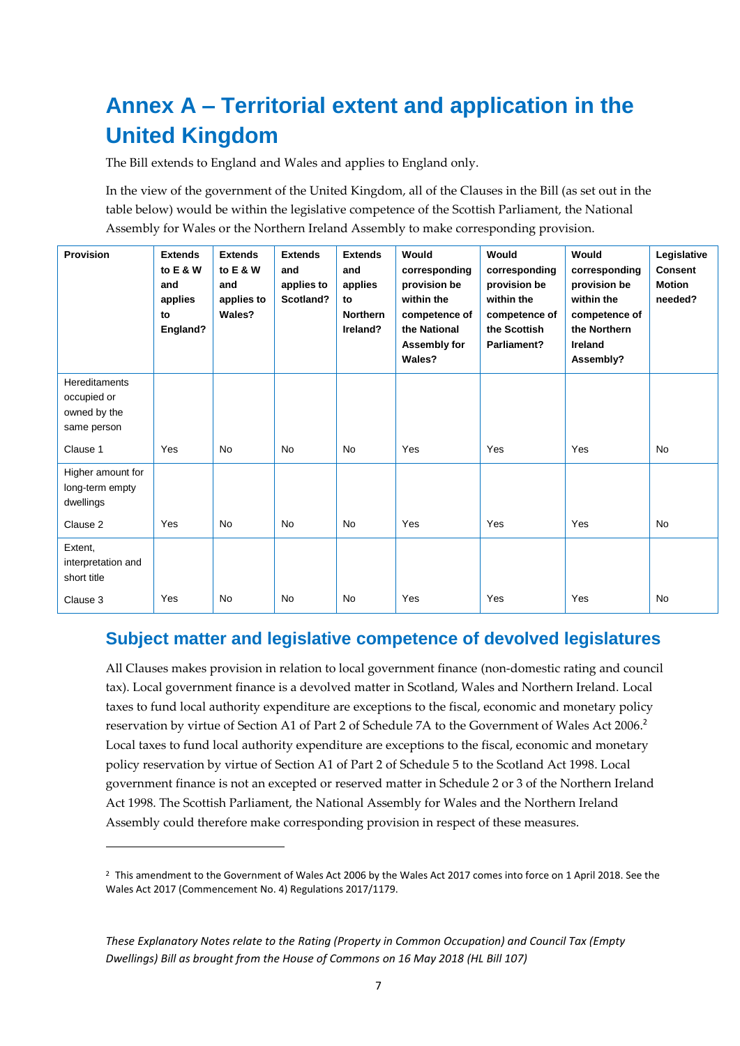# Annex A – Territorial extent and application in the United Kingdom

The Bill extends to England and Wales and applies to England only.

In the view of the government of the United Kingdom, all of the Clauses in the Bill (as set out in the table below) would be within the legislative competence of the Scottish Parliament, the National Assembly for Wales or the Northern Ireland Assembly to make corresponding provision.

| Provision | Extends to E & W and applies to England? | Extends to E & W and applies to Wales? | Extends and applies to Scotland? | Extends and applies to Northern Ireland? | Would corresponding provision be within the competence of the National Assembly for Wales? | Would corresponding provision be within the competence of the Scottish Parliament? | Would corresponding provision be within the competence of the Northern Ireland Assembly? | Legislative Consent Motion needed? |
|---|---|---|---|---|---|---|---|---|
| Hereditaments occupied or owned by the same person<br><br>Clause 1 | Yes | No | No | No | Yes | Yes | Yes | No |
| Higher amount for long-term empty dwellings<br><br>Clause 2 | Yes | No | No | No | Yes | Yes | Yes | No |
| Extent, interpretation and short title<br><br>Clause 3 | Yes | No | No | No | Yes | Yes | Yes | No |

## Subject matter and legislative competence of devolved legislatures

All Clauses makes provision in relation to local government finance (non-domestic rating and council tax). Local government finance is a devolved matter in Scotland, Wales and Northern Ireland. Local taxes to fund local authority expenditure are exceptions to the fiscal, economic and monetary policy reservation by virtue of Section A1 of Part 2 of Schedule 7A to the Government of Wales Act 2006.[2] Local taxes to fund local authority expenditure are exceptions to the fiscal, economic and monetary policy reservation by virtue of Section A1 of Part 2 of Schedule 5 to the Scotland Act 1998. Local government finance is not an excepted or reserved matter in Schedule 2 or 3 of the Northern Ireland Act 1998. The Scottish Parliament, the National Assembly for Wales and the Northern Ireland Assembly could therefore make corresponding provision in respect of these measures.

[2] This amendment to the Government of Wales Act 2006 by the Wales Act 2017 comes into force on 1 April 2018. See the Wales Act 2017 (Commencement No. 4) Regulations 2017/1179.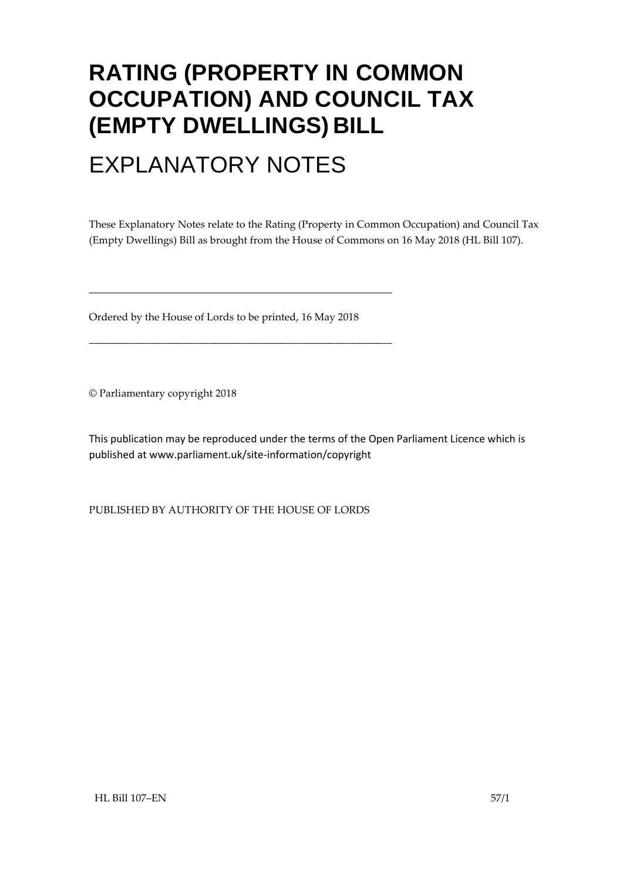# RATING (PROPERTY IN COMMON OCCUPATION) AND COUNCIL TAX (EMPTY DWELLINGS) BILL

# EXPLANATORY NOTES

These Explanatory Notes relate to the Rating (Property in Common Occupation) and Council Tax (Empty Dwellings) Bill as brought from the House of Commons on 16 May 2018 (HL Bill 107).

---

Ordered by the House of Lords to be printed, 16 May 2018

---

© Parliamentary copyright 2018

This publication may be reproduced under the terms of the Open Parliament Licence which is published at www.parliament.uk/site-information/copyright

PUBLISHED BY AUTHORITY OF THE HOUSE OF LORDS

HL Bill 107–EN 57/1